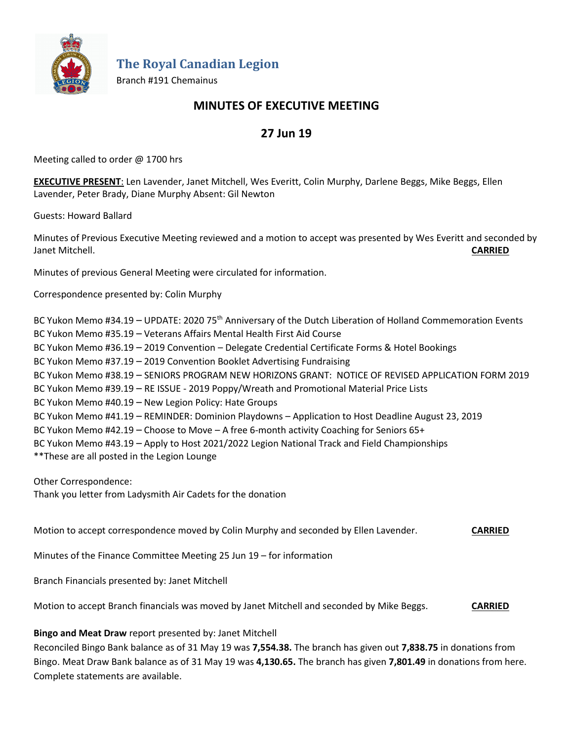# The Royal Canadian Legion

Branch #191 Chemainus

## MINUTES OF EXECUTIVE MEETING

## 27 Jun 19

Meeting called to order @ 1700 hrs

**EXECUTIVE PRESENT**: Len Lavender, Janet Mitchell, Wes Everitt, Colin Murphy, Darlene Beggs, Mike Beggs, Ellen Lavender, Peter Brady, Diane Murphy Absent: Gil Newton

Guests: Howard Ballard

Minutes of Previous Executive Meeting reviewed and a motion to accept was presented by Wes Everitt and seconded by Janet Mitchell. **CARRIED**

Minutes of previous General Meeting were circulated for information.

Correspondence presented by: Colin Murphy

BC Yukon Memo #34.19 – UPDATE: 2020 75th Anniversary of the Dutch Liberation of Holland Commemoration Events
BC Yukon Memo #35.19 – Veterans Affairs Mental Health First Aid Course
BC Yukon Memo #36.19 – 2019 Convention – Delegate Credential Certificate Forms & Hotel Bookings
BC Yukon Memo #37.19 – 2019 Convention Booklet Advertising Fundraising
BC Yukon Memo #38.19 – SENIORS PROGRAM NEW HORIZONS GRANT: NOTICE OF REVISED APPLICATION FORM 2019
BC Yukon Memo #39.19 – RE ISSUE - 2019 Poppy/Wreath and Promotional Material Price Lists
BC Yukon Memo #40.19 – New Legion Policy: Hate Groups
BC Yukon Memo #41.19 – REMINDER: Dominion Playdowns – Application to Host Deadline August 23, 2019
BC Yukon Memo #42.19 – Choose to Move – A free 6-month activity Coaching for Seniors 65+
BC Yukon Memo #43.19 – Apply to Host 2021/2022 Legion National Track and Field Championships
**These are all posted in the Legion Lounge

Other Correspondence:
Thank you letter from Ladysmith Air Cadets for the donation

Motion to accept correspondence moved by Colin Murphy and seconded by Ellen Lavender. **CARRIED**

Minutes of the Finance Committee Meeting 25 Jun 19 – for information

Branch Financials presented by: Janet Mitchell

Motion to accept Branch financials was moved by Janet Mitchell and seconded by Mike Beggs. **CARRIED**

**Bingo and Meat Draw** report presented by: Janet Mitchell
Reconciled Bingo Bank balance as of 31 May 19 was **7,554.38.** The branch has given out **7,838.75** in donations from Bingo. Meat Draw Bank balance as of 31 May 19 was **4,130.65.** The branch has given **7,801.49** in donations from here. Complete statements are available.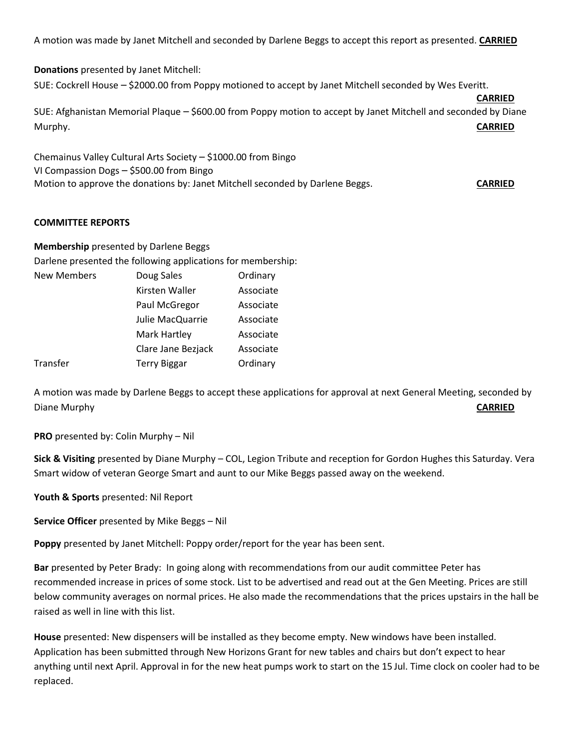A motion was made by Janet Mitchell and seconded by Darlene Beggs to accept this report as presented. **CARRIED**

**Donations** presented by Janet Mitchell:

SUE: Cockrell House – $2000.00 from Poppy motioned to accept by Janet Mitchell seconded by Wes Everitt. **CARRIED**

SUE: Afghanistan Memorial Plaque – $600.00 from Poppy motion to accept by Janet Mitchell and seconded by Diane Murphy. **CARRIED**

Chemainus Valley Cultural Arts Society – $1000.00 from Bingo
VI Compassion Dogs – $500.00 from Bingo
Motion to approve the donations by: Janet Mitchell seconded by Darlene Beggs. **CARRIED**

**COMMITTEE REPORTS**

**Membership** presented by Darlene Beggs

Darlene presented the following applications for membership:

| | | |
|---|---|---|
| New Members | Doug Sales | Ordinary |
| | Kirsten Waller | Associate |
| | Paul McGregor | Associate |
| | Julie MacQuarrie | Associate |
| | Mark Hartley | Associate |
| | Clare Jane Bezjack | Associate |
| Transfer | Terry Biggar | Ordinary |

A motion was made by Darlene Beggs to accept these applications for approval at next General Meeting, seconded by Diane Murphy **CARRIED**

**PRO** presented by: Colin Murphy – Nil

**Sick & Visiting** presented by Diane Murphy – COL, Legion Tribute and reception for Gordon Hughes this Saturday. Vera Smart widow of veteran George Smart and aunt to our Mike Beggs passed away on the weekend.

**Youth & Sports** presented: Nil Report

**Service Officer** presented by Mike Beggs – Nil

**Poppy** presented by Janet Mitchell: Poppy order/report for the year has been sent.

**Bar** presented by Peter Brady: In going along with recommendations from our audit committee Peter has recommended increase in prices of some stock. List to be advertised and read out at the Gen Meeting. Prices are still below community averages on normal prices. He also made the recommendations that the prices upstairs in the hall be raised as well in line with this list.

**House** presented: New dispensers will be installed as they become empty. New windows have been installed. Application has been submitted through New Horizons Grant for new tables and chairs but don't expect to hear anything until next April. Approval in for the new heat pumps work to start on the 15 Jul. Time clock on cooler had to be replaced.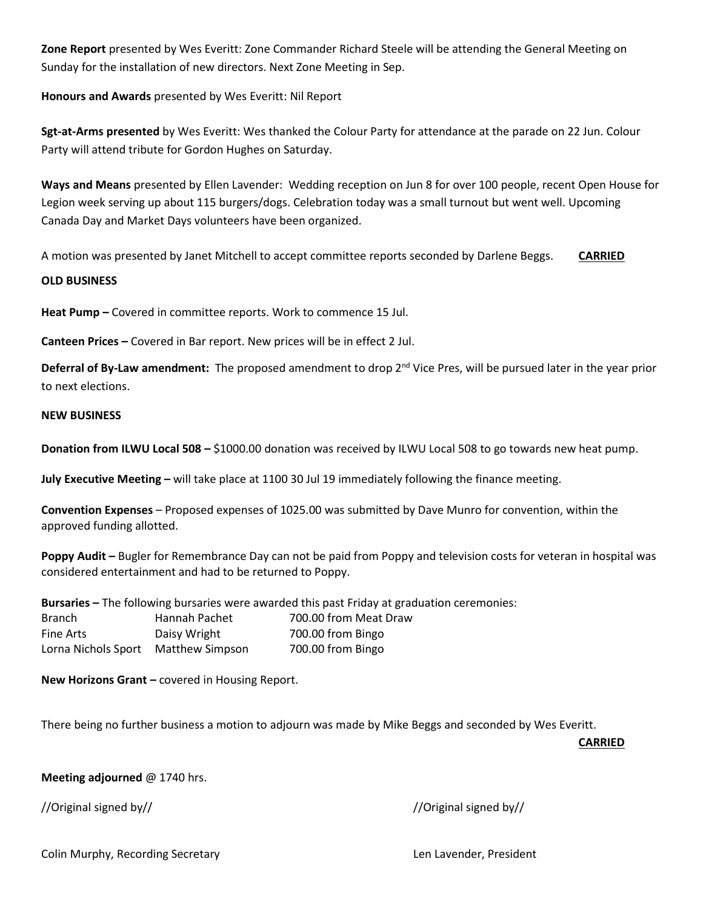**Zone Report** presented by Wes Everitt: Zone Commander Richard Steele will be attending the General Meeting on Sunday for the installation of new directors. Next Zone Meeting in Sep.

**Honours and Awards** presented by Wes Everitt: Nil Report

**Sgt-at-Arms presented** by Wes Everitt: Wes thanked the Colour Party for attendance at the parade on 22 Jun. Colour Party will attend tribute for Gordon Hughes on Saturday.

**Ways and Means** presented by Ellen Lavender: Wedding reception on Jun 8 for over 100 people, recent Open House for Legion week serving up about 115 burgers/dogs. Celebration today was a small turnout but went well. Upcoming Canada Day and Market Days volunteers have been organized.

A motion was presented by Janet Mitchell to accept committee reports seconded by Darlene Beggs. **CARRIED**

**OLD BUSINESS**

**Heat Pump –** Covered in committee reports. Work to commence 15 Jul.

**Canteen Prices –** Covered in Bar report. New prices will be in effect 2 Jul.

**Deferral of By-Law amendment:** The proposed amendment to drop 2nd Vice Pres, will be pursued later in the year prior to next elections.

**NEW BUSINESS**

**Donation from ILWU Local 508 –** $1000.00 donation was received by ILWU Local 508 to go towards new heat pump.

**July Executive Meeting –** will take place at 1100 30 Jul 19 immediately following the finance meeting.

**Convention Expenses** – Proposed expenses of 1025.00 was submitted by Dave Munro for convention, within the approved funding allotted.

**Poppy Audit –** Bugler for Remembrance Day can not be paid from Poppy and television costs for veteran in hospital was considered entertainment and had to be returned to Poppy.

**Bursaries –** The following bursaries were awarded this past Friday at graduation ceremonies:

| | | |
|---|---|---|
| Branch | Hannah Pachet | 700.00 from Meat Draw |
| Fine Arts | Daisy Wright | 700.00 from Bingo |
| Lorna Nichols Sport | Matthew Simpson | 700.00 from Bingo |

**New Horizons Grant –** covered in Housing Report.

There being no further business a motion to adjourn was made by Mike Beggs and seconded by Wes Everitt.

**CARRIED**

**Meeting adjourned** @ 1740 hrs.

//Original signed by//

Colin Murphy, Recording Secretary

//Original signed by//

Len Lavender, President